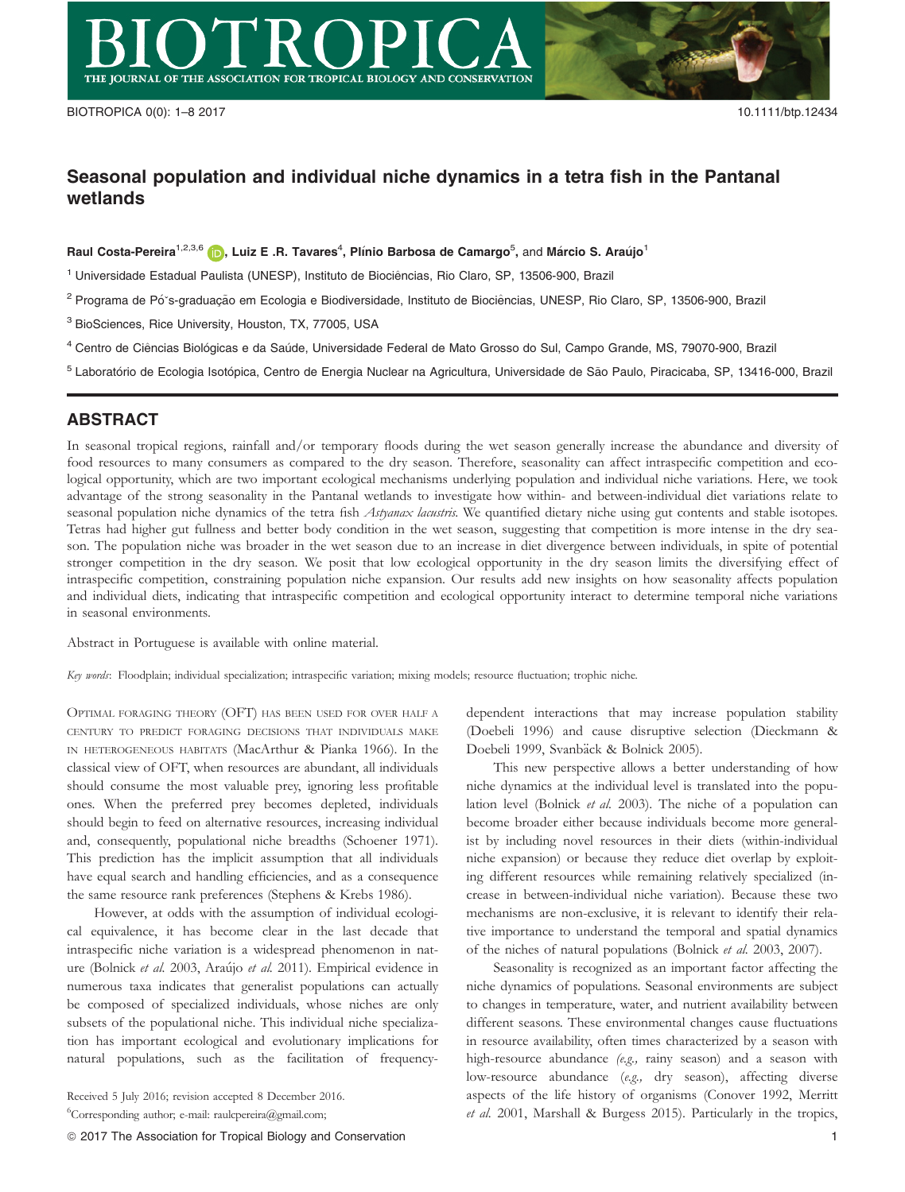# Seasonal population and individual niche dynamics in a tetra fish in the Pantanal wetlands

**Raul Costa-Pereira**[1,2,3,6], **Luiz E .R. Tavares**[4], **Plínio Barbosa de Camargo**[5], and **Márcio S. Araújo**[1]

[1] Universidade Estadual Paulista (UNESP), Instituto de Biociências, Rio Claro, SP, 13506-900, Brazil

[2] Programa de Pó˘s-graduação em Ecologia e Biodiversidade, Instituto de Biociências, UNESP, Rio Claro, SP, 13506-900, Brazil

[3] BioSciences, Rice University, Houston, TX, 77005, USA

[4] Centro de Ciências Biológicas e da Saúde, Universidade Federal de Mato Grosso do Sul, Campo Grande, MS, 79070-900, Brazil

[5] Laboratório de Ecologia Isotópica, Centro de Energia Nuclear na Agricultura, Universidade de São Paulo, Piracicaba, SP, 13416-000, Brazil

## ABSTRACT

In seasonal tropical regions, rainfall and/or temporary floods during the wet season generally increase the abundance and diversity of food resources to many consumers as compared to the dry season. Therefore, seasonality can affect intraspecific competition and ecological opportunity, which are two important ecological mechanisms underlying population and individual niche variations. Here, we took advantage of the strong seasonality in the Pantanal wetlands to investigate how within- and between-individual diet variations relate to seasonal population niche dynamics of the tetra fish *Astyanax lacustris*. We quantified dietary niche using gut contents and stable isotopes. Tetras had higher gut fullness and better body condition in the wet season, suggesting that competition is more intense in the dry season. The population niche was broader in the wet season due to an increase in diet divergence between individuals, in spite of potential stronger competition in the dry season. We posit that low ecological opportunity in the dry season limits the diversifying effect of intraspecific competition, constraining population niche expansion. Our results add new insights on how seasonality affects population and individual diets, indicating that intraspecific competition and ecological opportunity interact to determine temporal niche variations in seasonal environments.

Abstract in Portuguese is available with online material.

*Key words*: Floodplain; individual specialization; intraspecific variation; mixing models; resource fluctuation; trophic niche.

Optimal foraging theory (OFT) has been used for over half a century to predict foraging decisions that individuals make in heterogeneous habitats (MacArthur & Pianka 1966). In the classical view of OFT, when resources are abundant, all individuals should consume the most valuable prey, ignoring less profitable ones. When the preferred prey becomes depleted, individuals should begin to feed on alternative resources, increasing individual and, consequently, populational niche breadths (Schoener 1971). This prediction has the implicit assumption that all individuals have equal search and handling efficiencies, and as a consequence the same resource rank preferences (Stephens & Krebs 1986).

However, at odds with the assumption of individual ecological equivalence, it has become clear in the last decade that intraspecific niche variation is a widespread phenomenon in nature (Bolnick *et al.* 2003, Araújo *et al.* 2011). Empirical evidence in numerous taxa indicates that generalist populations can actually be composed of specialized individuals, whose niches are only subsets of the populational niche. This individual niche specialization has important ecological and evolutionary implications for natural populations, such as the facilitation of frequency-dependent interactions that may increase population stability (Doebeli 1996) and cause disruptive selection (Dieckmann & Doebeli 1999, Svanbäck & Bolnick 2005).

This new perspective allows a better understanding of how niche dynamics at the individual level is translated into the population level (Bolnick *et al.* 2003). The niche of a population can become broader either because individuals become more generalist by including novel resources in their diets (within-individual niche expansion) or because they reduce diet overlap by exploiting different resources while remaining relatively specialized (increase in between-individual niche variation). Because these two mechanisms are non-exclusive, it is relevant to identify their relative importance to understand the temporal and spatial dynamics of the niches of natural populations (Bolnick *et al.* 2003, 2007).

Seasonality is recognized as an important factor affecting the niche dynamics of populations. Seasonal environments are subject to changes in temperature, water, and nutrient availability between different seasons. These environmental changes cause fluctuations in resource availability, often times characterized by a season with high-resource abundance (*e.g.,* rainy season) and a season with low-resource abundance (*e.g.,* dry season), affecting diverse aspects of the life history of organisms (Conover 1992, Merritt *et al.* 2001, Marshall & Burgess 2015). Particularly in the tropics,

Received 5 July 2016; revision accepted 8 December 2016.

[6]Corresponding author; e-mail: raulcpereira@gmail.com;

© 2017 The Association for Tropical Biology and Conservation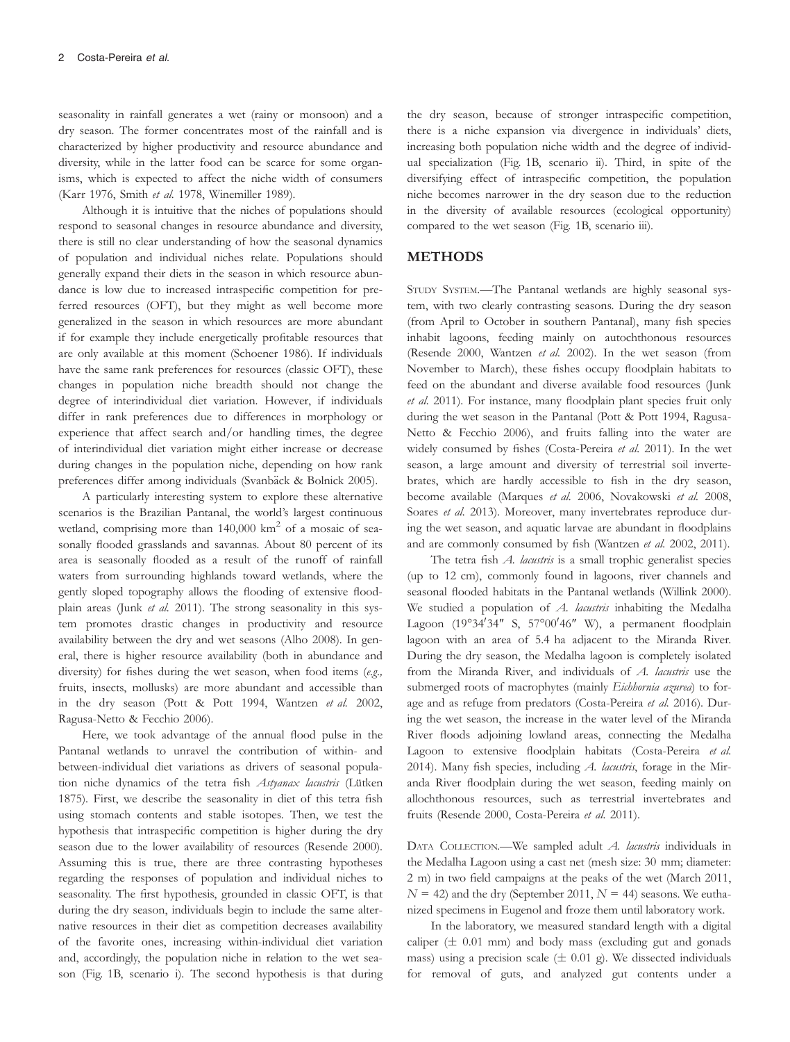seasonality in rainfall generates a wet (rainy or monsoon) and a dry season. The former concentrates most of the rainfall and is characterized by higher productivity and resource abundance and diversity, while in the latter food can be scarce for some organisms, which is expected to affect the niche width of consumers (Karr 1976, Smith *et al.* 1978, Winemiller 1989).

Although it is intuitive that the niches of populations should respond to seasonal changes in resource abundance and diversity, there is still no clear understanding of how the seasonal dynamics of population and individual niches relate. Populations should generally expand their diets in the season in which resource abundance is low due to increased intraspecific competition for preferred resources (OFT), but they might as well become more generalized in the season in which resources are more abundant if for example they include energetically profitable resources that are only available at this moment (Schoener 1986). If individuals have the same rank preferences for resources (classic OFT), these changes in population niche breadth should not change the degree of interindividual diet variation. However, if individuals differ in rank preferences due to differences in morphology or experience that affect search and/or handling times, the degree of interindividual diet variation might either increase or decrease during changes in the population niche, depending on how rank preferences differ among individuals (Svanbäck & Bolnick 2005).

A particularly interesting system to explore these alternative scenarios is the Brazilian Pantanal, the world's largest continuous wetland, comprising more than 140,000 km$^2$ of a mosaic of seasonally flooded grasslands and savannas. About 80 percent of its area is seasonally flooded as a result of the runoff of rainfall waters from surrounding highlands toward wetlands, where the gently sloped topography allows the flooding of extensive floodplain areas (Junk *et al.* 2011). The strong seasonality in this system promotes drastic changes in productivity and resource availability between the dry and wet seasons (Alho 2008). In general, there is higher resource availability (both in abundance and diversity) for fishes during the wet season, when food items (*e.g.,* fruits, insects, mollusks) are more abundant and accessible than in the dry season (Pott & Pott 1994, Wantzen *et al.* 2002, Ragusa-Netto & Fecchio 2006).

Here, we took advantage of the annual flood pulse in the Pantanal wetlands to unravel the contribution of within- and between-individual diet variations as drivers of seasonal population niche dynamics of the tetra fish *Astyanax lacustris* (Lütken 1875). First, we describe the seasonality in diet of this tetra fish using stomach contents and stable isotopes. Then, we test the hypothesis that intraspecific competition is higher during the dry season due to the lower availability of resources (Resende 2000). Assuming this is true, there are three contrasting hypotheses regarding the responses of population and individual niches to seasonality. The first hypothesis, grounded in classic OFT, is that during the dry season, individuals begin to include the same alternative resources in their diet as competition decreases availability of the favorite ones, increasing within-individual diet variation and, accordingly, the population niche in relation to the wet season (Fig. 1B, scenario i). The second hypothesis is that during the dry season, because of stronger intraspecific competition, there is a niche expansion via divergence in individuals' diets, increasing both population niche width and the degree of individual specialization (Fig. 1B, scenario ii). Third, in spite of the diversifying effect of intraspecific competition, the population niche becomes narrower in the dry season due to the reduction in the diversity of available resources (ecological opportunity) compared to the wet season (Fig. 1B, scenario iii).

## METHODS

Study System.—The Pantanal wetlands are highly seasonal system, with two clearly contrasting seasons. During the dry season (from April to October in southern Pantanal), many fish species inhabit lagoons, feeding mainly on autochthonous resources (Resende 2000, Wantzen *et al.* 2002). In the wet season (from November to March), these fishes occupy floodplain habitats to feed on the abundant and diverse available food resources (Junk *et al.* 2011). For instance, many floodplain plant species fruit only during the wet season in the Pantanal (Pott & Pott 1994, Ragusa-Netto & Fecchio 2006), and fruits falling into the water are widely consumed by fishes (Costa-Pereira *et al.* 2011). In the wet season, a large amount and diversity of terrestrial soil invertebrates, which are hardly accessible to fish in the dry season, become available (Marques *et al.* 2006, Novakowski *et al.* 2008, Soares *et al.* 2013). Moreover, many invertebrates reproduce during the wet season, and aquatic larvae are abundant in floodplains and are commonly consumed by fish (Wantzen *et al.* 2002, 2011).

The tetra fish *A. lacustris* is a small trophic generalist species (up to 12 cm), commonly found in lagoons, river channels and seasonal flooded habitats in the Pantanal wetlands (Willink 2000). We studied a population of *A. lacustris* inhabiting the Medalha Lagoon (19°34′34″ S, 57°00′46″ W), a permanent floodplain lagoon with an area of 5.4 ha adjacent to the Miranda River. During the dry season, the Medalha lagoon is completely isolated from the Miranda River, and individuals of *A. lacustris* use the submerged roots of macrophytes (mainly *Eichhornia azurea*) to forage and as refuge from predators (Costa-Pereira *et al.* 2016). During the wet season, the increase in the water level of the Miranda River floods adjoining lowland areas, connecting the Medalha Lagoon to extensive floodplain habitats (Costa-Pereira *et al.* 2014). Many fish species, including *A. lacustris*, forage in the Miranda River floodplain during the wet season, feeding mainly on allochthonous resources, such as terrestrial invertebrates and fruits (Resende 2000, Costa-Pereira *et al.* 2011).

Data Collection.—We sampled adult *A. lacustris* individuals in the Medalha Lagoon using a cast net (mesh size: 30 mm; diameter: 2 m) in two field campaigns at the peaks of the wet (March 2011, $N = 42$) and the dry (September 2011, $N = 44$) seasons. We euthanized specimens in Eugenol and froze them until laboratory work.

In the laboratory, we measured standard length with a digital caliper ($\pm$ 0.01 mm) and body mass (excluding gut and gonads mass) using a precision scale ($\pm$ 0.01 g). We dissected individuals for removal of guts, and analyzed gut contents under a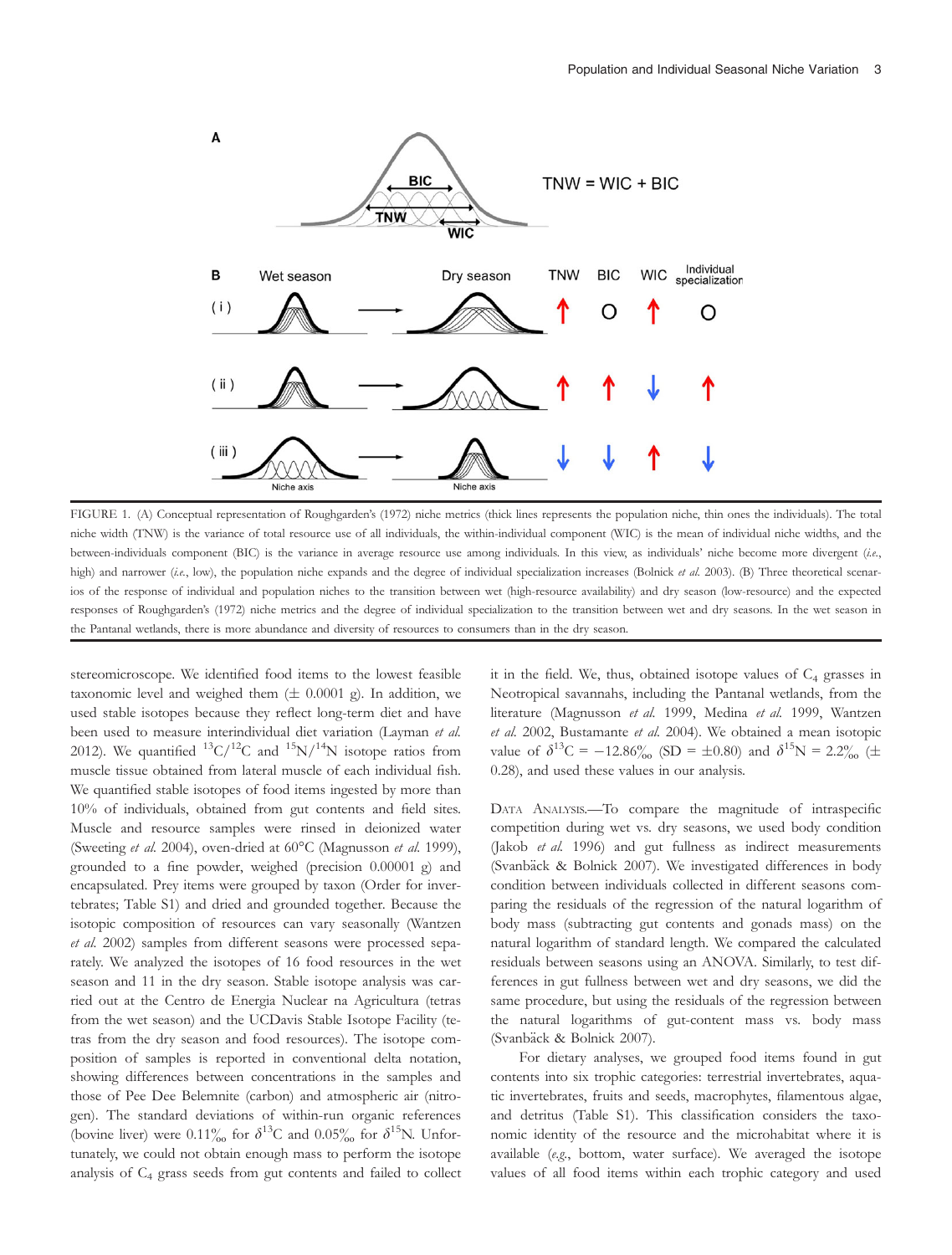FIGURE 1. (A) Conceptual representation of Roughgarden's (1972) niche metrics (thick lines represents the population niche, thin ones the individuals). The total niche width (TNW) is the variance of total resource use of all individuals, the within-individual component (WIC) is the mean of individual niche widths, and the between-individuals component (BIC) is the variance in average resource use among individuals. In this view, as individuals' niche become more divergent (*i.e.*, high) and narrower (*i.e.*, low), the population niche expands and the degree of individual specialization increases (Bolnick *et al.* 2003). (B) Three theoretical scenarios of the response of individual and population niches to the transition between wet (high-resource availability) and dry season (low-resource) and the expected responses of Roughgarden's (1972) niche metrics and the degree of individual specialization to the transition between wet and dry seasons. In the wet season in the Pantanal wetlands, there is more abundance and diversity of resources to consumers than in the dry season.

stereomicroscope. We identified food items to the lowest feasible taxonomic level and weighed them (± 0.0001 g). In addition, we used stable isotopes because they reflect long-term diet and have been used to measure interindividual diet variation (Layman *et al.* 2012). We quantified $^{13}C/^{12}C$ and $^{15}N/^{14}N$ isotope ratios from muscle tissue obtained from lateral muscle of each individual fish. We quantified stable isotopes of food items ingested by more than 10% of individuals, obtained from gut contents and field sites. Muscle and resource samples were rinsed in deionized water (Sweeting *et al.* 2004), oven-dried at 60°C (Magnusson *et al.* 1999), grounded to a fine powder, weighed (precision 0.00001 g) and encapsulated. Prey items were grouped by taxon (Order for invertebrates; Table S1) and dried and grounded together. Because the isotopic composition of resources can vary seasonally (Wantzen *et al.* 2002) samples from different seasons were processed separately. We analyzed the isotopes of 16 food resources in the wet season and 11 in the dry season. Stable isotope analysis was carried out at the Centro de Energia Nuclear na Agricultura (tetras from the wet season) and the UCDavis Stable Isotope Facility (tetras from the dry season and food resources). The isotope composition of samples is reported in conventional delta notation, showing differences between concentrations in the samples and those of Pee Dee Belemnite (carbon) and atmospheric air (nitrogen). The standard deviations of within-run organic references (bovine liver) were 0.11‰ for $\delta^{13}C$ and 0.05‰ for $\delta^{15}N$. Unfortunately, we could not obtain enough mass to perform the isotope analysis of $C_4$ grass seeds from gut contents and failed to collect it in the field. We, thus, obtained isotope values of $C_4$ grasses in Neotropical savannahs, including the Pantanal wetlands, from the literature (Magnusson *et al.* 1999, Medina *et al.* 1999, Wantzen *et al.* 2002, Bustamante *et al.* 2004). We obtained a mean isotopic value of $\delta^{13}C$ = −12.86‰ (SD = ±0.80) and $\delta^{15}N$ = 2.2‰ (± 0.28), and used these values in our analysis.

DATA ANALYSIS.—To compare the magnitude of intraspecific competition during wet vs. dry seasons, we used body condition (Jakob *et al.* 1996) and gut fullness as indirect measurements (Svanbäck & Bolnick 2007). We investigated differences in body condition between individuals collected in different seasons comparing the residuals of the regression of the natural logarithm of body mass (subtracting gut contents and gonads mass) on the natural logarithm of standard length. We compared the calculated residuals between seasons using an ANOVA. Similarly, to test differences in gut fullness between wet and dry seasons, we did the same procedure, but using the residuals of the regression between the natural logarithms of gut-content mass vs. body mass (Svanbäck & Bolnick 2007).

For dietary analyses, we grouped food items found in gut contents into six trophic categories: terrestrial invertebrates, aquatic invertebrates, fruits and seeds, macrophytes, filamentous algae, and detritus (Table S1). This classification considers the taxonomic identity of the resource and the microhabitat where it is available (*e.g.*, bottom, water surface). We averaged the isotope values of all food items within each trophic category and used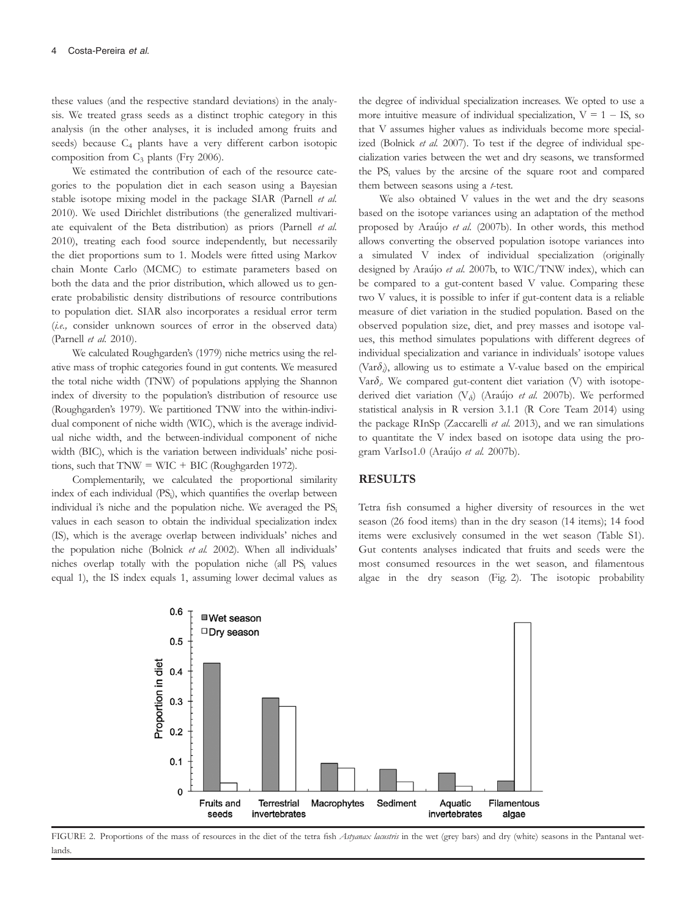these values (and the respective standard deviations) in the analysis. We treated grass seeds as a distinct trophic category in this analysis (in the other analyses, it is included among fruits and seeds) because $C_4$ plants have a very different carbon isotopic composition from $C_3$ plants (Fry 2006).

We estimated the contribution of each of the resource categories to the population diet in each season using a Bayesian stable isotope mixing model in the package SIAR (Parnell *et al.* 2010). We used Dirichlet distributions (the generalized multivariate equivalent of the Beta distribution) as priors (Parnell *et al.* 2010), treating each food source independently, but necessarily the diet proportions sum to 1. Models were fitted using Markov chain Monte Carlo (MCMC) to estimate parameters based on both the data and the prior distribution, which allowed us to generate probabilistic density distributions of resource contributions to population diet. SIAR also incorporates a residual error term (*i.e.,* consider unknown sources of error in the observed data) (Parnell *et al.* 2010).

We calculated Roughgarden's (1979) niche metrics using the relative mass of trophic categories found in gut contents. We measured the total niche width (TNW) of populations applying the Shannon index of diversity to the population's distribution of resource use (Roughgarden's 1979). We partitioned TNW into the within-individual component of niche width (WIC), which is the average individual niche width, and the between-individual component of niche width (BIC), which is the variation between individuals' niche positions, such that TNW = WIC + BIC (Roughgarden 1972).

Complementarily, we calculated the proportional similarity index of each individual ($PS_i$), which quantifies the overlap between individual i's niche and the population niche. We averaged the $PS_i$ values in each season to obtain the individual specialization index (IS), which is the average overlap between individuals' niches and the population niche (Bolnick *et al.* 2002). When all individuals' niches overlap totally with the population niche (all $PS_i$ values equal 1), the IS index equals 1, assuming lower decimal values as the degree of individual specialization increases. We opted to use a more intuitive measure of individual specialization, V = 1 − IS, so that V assumes higher values as individuals become more specialized (Bolnick *et al.* 2007). To test if the degree of individual specialization varies between the wet and dry seasons, we transformed the $PS_i$ values by the arcsine of the square root and compared them between seasons using a *t*-test.

We also obtained V values in the wet and the dry seasons based on the isotope variances using an adaptation of the method proposed by Araújo *et al.* (2007b). In other words, this method allows converting the observed population isotope variances into a simulated V index of individual specialization (originally designed by Araújo *et al.* 2007b, to WIC/TNW index), which can be compared to a gut-content based V value. Comparing these two V values, it is possible to infer if gut-content data is a reliable measure of diet variation in the studied population. Based on the observed population size, diet, and prey masses and isotope values, this method simulates populations with different degrees of individual specialization and variance in individuals' isotope values ($Var\delta_i$), allowing us to estimate a V-value based on the empirical $Var\delta_i$. We compared gut-content diet variation (V) with isotope-derived diet variation ($V_\delta$) (Araújo *et al.* 2007b). We performed statistical analysis in R version 3.1.1 (R Core Team 2014) using the package RInSp (Zaccarelli *et al.* 2013), and we ran simulations to quantitate the V index based on isotope data using the program VarIso1.0 (Araújo *et al.* 2007b).

## RESULTS

Tetra fish consumed a higher diversity of resources in the wet season (26 food items) than in the dry season (14 items); 14 food items were exclusively consumed in the wet season (Table S1). Gut contents analyses indicated that fruits and seeds were the most consumed resources in the wet season, and filamentous algae in the dry season (Fig. 2). The isotopic probability

FIGURE 2. Proportions of the mass of resources in the diet of the tetra fish *Astyanax lacustris* in the wet (grey bars) and dry (white) seasons in the Pantanal wetlands.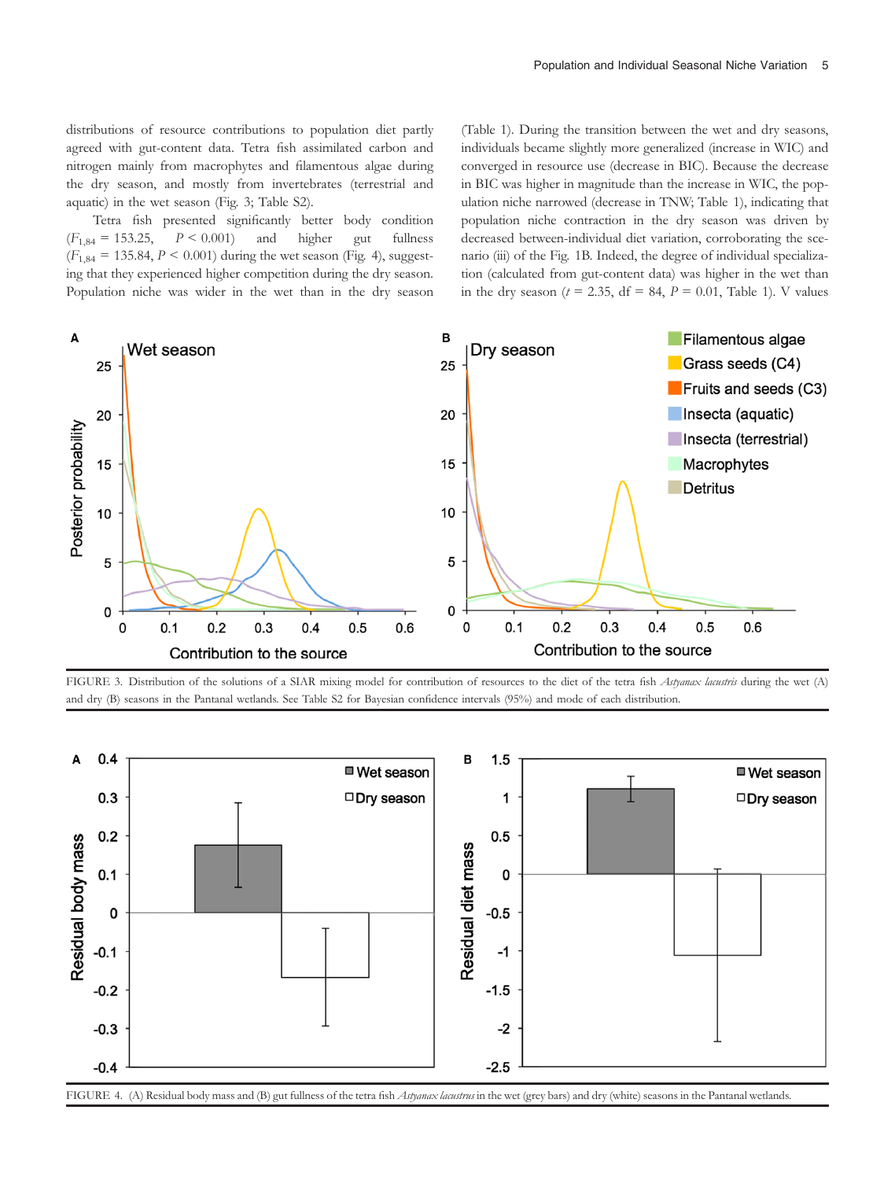distributions of resource contributions to population diet partly agreed with gut-content data. Tetra fish assimilated carbon and nitrogen mainly from macrophytes and filamentous algae during the dry season, and mostly from invertebrates (terrestrial and aquatic) in the wet season (Fig. 3; Table S2).

Tetra fish presented significantly better body condition ($F_{1,84}$ = 153.25, $P$ < 0.001) and higher gut fullness ($F_{1,84}$ = 135.84, $P$ < 0.001) during the wet season (Fig. 4), suggesting that they experienced higher competition during the dry season. Population niche was wider in the wet than in the dry season (Table 1). During the transition between the wet and dry seasons, individuals became slightly more generalized (increase in WIC) and converged in resource use (decrease in BIC). Because the decrease in BIC was higher in magnitude than the increase in WIC, the population niche narrowed (decrease in TNW; Table 1), indicating that population niche contraction in the dry season was driven by decreased between-individual diet variation, corroborating the scenario (iii) of the Fig. 1B. Indeed, the degree of individual specialization (calculated from gut-content data) was higher in the wet than in the dry season ($t$ = 2.35, df = 84, $P$ = 0.01, Table 1). V values

FIGURE 3. Distribution of the solutions of a SIAR mixing model for contribution of resources to the diet of the tetra fish *Astyanax lacustris* during the wet (A) and dry (B) seasons in the Pantanal wetlands. See Table S2 for Bayesian confidence intervals (95%) and mode of each distribution.

FIGURE 4. (A) Residual body mass and (B) gut fullness of the tetra fish *Astyanax lacustris* in the wet (grey bars) and dry (white) seasons in the Pantanal wetlands.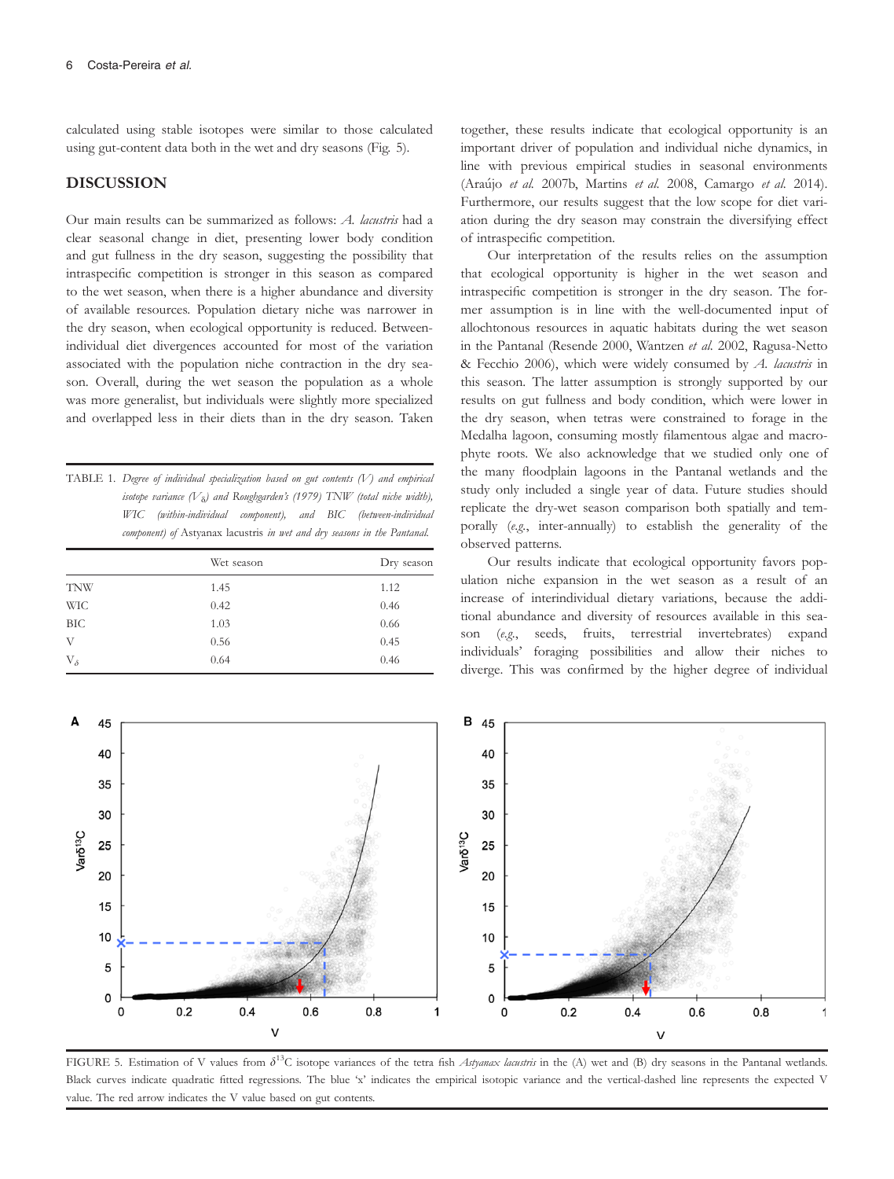calculated using stable isotopes were similar to those calculated using gut-content data both in the wet and dry seasons (Fig. 5).

## DISCUSSION

Our main results can be summarized as follows: *A. lacustris* had a clear seasonal change in diet, presenting lower body condition and gut fullness in the dry season, suggesting the possibility that intraspecific competition is stronger in this season as compared to the wet season, when there is a higher abundance and diversity of available resources. Population dietary niche was narrower in the dry season, when ecological opportunity is reduced. Between-individual diet divergences accounted for most of the variation associated with the population niche contraction in the dry season. Overall, during the wet season the population as a whole was more generalist, but individuals were slightly more specialized and overlapped less in their diets than in the dry season. Taken together, these results indicate that ecological opportunity is an important driver of population and individual niche dynamics, in line with previous empirical studies in seasonal environments (Araújo *et al.* 2007b, Martins *et al.* 2008, Camargo *et al.* 2014). Furthermore, our results suggest that the low scope for diet variation during the dry season may constrain the diversifying effect of intraspecific competition.

TABLE 1. *Degree of individual specialization based on gut contents (V) and empirical isotope variance ($V_\delta$) and Roughgarden's (1979) TNW (total niche width), WIC (within-individual component), and BIC (between-individual component) of* Astyanax lacustris *in wet and dry seasons in the Pantanal.*

| | Wet season | Dry season |
|---|---|---|
| TNW | 1.45 | 1.12 |
| WIC | 0.42 | 0.46 |
| BIC | 1.03 | 0.66 |
| V | 0.56 | 0.45 |
| $V_\delta$ | 0.64 | 0.46 |

Our interpretation of the results relies on the assumption that ecological opportunity is higher in the wet season and intraspecific competition is stronger in the dry season. The former assumption is in line with the well-documented input of allochtonous resources in aquatic habitats during the wet season in the Pantanal (Resende 2000, Wantzen *et al.* 2002, Ragusa-Netto & Fecchio 2006), which were widely consumed by *A. lacustris* in this season. The latter assumption is strongly supported by our results on gut fullness and body condition, which were lower in the dry season, when tetras were constrained to forage in the Medalha lagoon, consuming mostly filamentous algae and macrophyte roots. We also acknowledge that we studied only one of the many floodplain lagoons in the Pantanal wetlands and the study only included a single year of data. Future studies should replicate the dry-wet season comparison both spatially and temporally (*e.g.*, inter-annually) to establish the generality of the observed patterns.

Our results indicate that ecological opportunity favors population niche expansion in the wet season as a result of an increase of interindividual dietary variations, because the additional abundance and diversity of resources available in this season (*e.g.*, seeds, fruits, terrestrial invertebrates) expand individuals' foraging possibilities and allow their niches to diverge. This was confirmed by the higher degree of individual

FIGURE 5. Estimation of V values from $\delta^{13}C$ isotope variances of the tetra fish *Astyanax lacustris* in the (A) wet and (B) dry seasons in the Pantanal wetlands. Black curves indicate quadratic fitted regressions. The blue 'x' indicates the empirical isotopic variance and the vertical-dashed line represents the expected V value. The red arrow indicates the V value based on gut contents.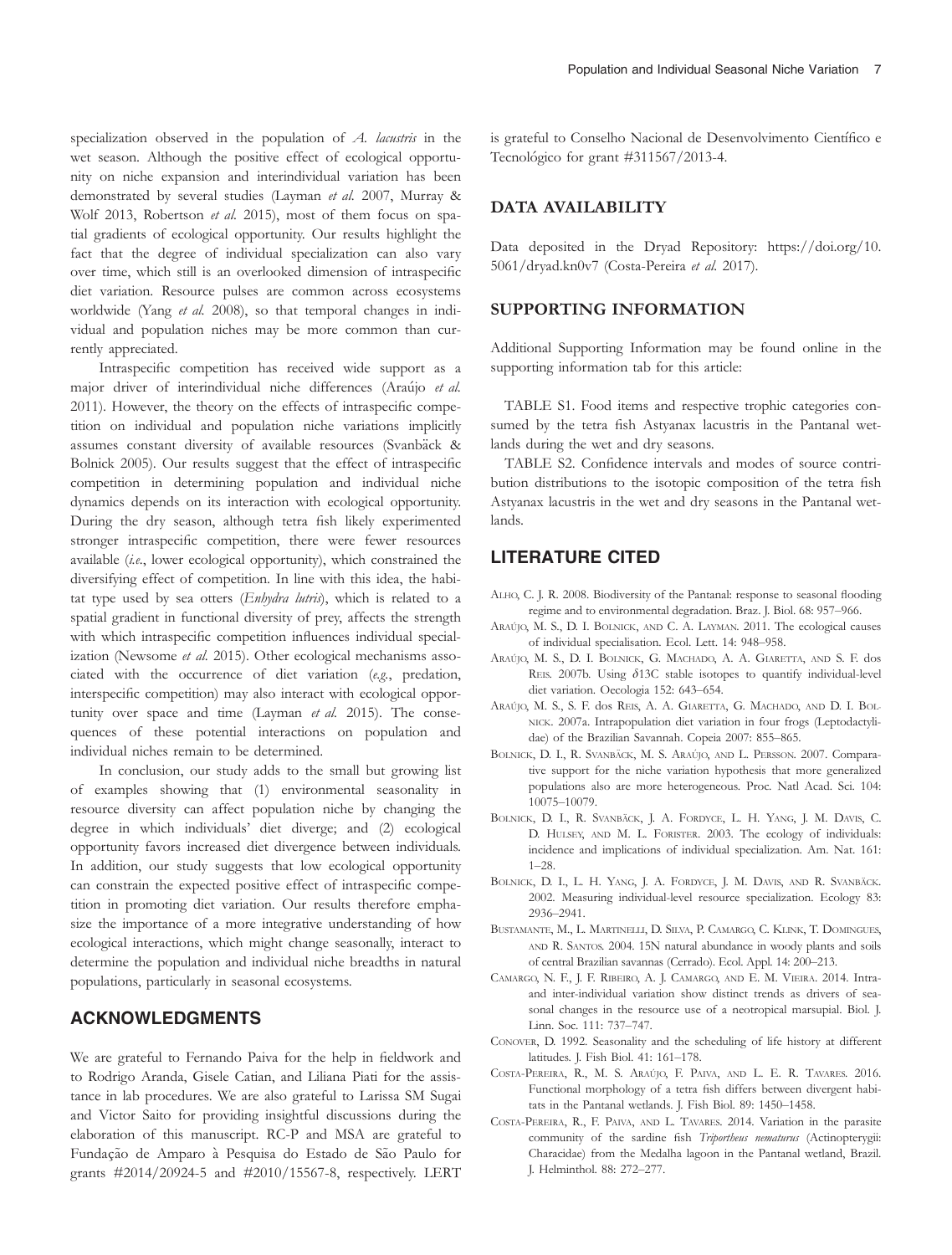specialization observed in the population of *A. lacustris* in the wet season. Although the positive effect of ecological opportunity on niche expansion and interindividual variation has been demonstrated by several studies (Layman *et al.* 2007, Murray & Wolf 2013, Robertson *et al.* 2015), most of them focus on spatial gradients of ecological opportunity. Our results highlight the fact that the degree of individual specialization can also vary over time, which still is an overlooked dimension of intraspecific diet variation. Resource pulses are common across ecosystems worldwide (Yang *et al.* 2008), so that temporal changes in individual and population niches may be more common than currently appreciated.

Intraspecific competition has received wide support as a major driver of interindividual niche differences (Araújo *et al.* 2011). However, the theory on the effects of intraspecific competition on individual and population niche variations implicitly assumes constant diversity of available resources (Svanbäck & Bolnick 2005). Our results suggest that the effect of intraspecific competition in determining population and individual niche dynamics depends on its interaction with ecological opportunity. During the dry season, although tetra fish likely experimented stronger intraspecific competition, there were fewer resources available (*i.e.*, lower ecological opportunity), which constrained the diversifying effect of competition. In line with this idea, the habitat type used by sea otters (*Enhydra lutris*), which is related to a spatial gradient in functional diversity of prey, affects the strength with which intraspecific competition influences individual specialization (Newsome *et al.* 2015). Other ecological mechanisms associated with the occurrence of diet variation (*e.g.*, predation, interspecific competition) may also interact with ecological opportunity over space and time (Layman *et al.* 2015). The consequences of these potential interactions on population and individual niches remain to be determined.

In conclusion, our study adds to the small but growing list of examples showing that (1) environmental seasonality in resource diversity can affect population niche by changing the degree in which individuals' diet diverge; and (2) ecological opportunity favors increased diet divergence between individuals. In addition, our study suggests that low ecological opportunity can constrain the expected positive effect of intraspecific competition in promoting diet variation. Our results therefore emphasize the importance of a more integrative understanding of how ecological interactions, which might change seasonally, interact to determine the population and individual niche breadths in natural populations, particularly in seasonal ecosystems.

## ACKNOWLEDGMENTS

We are grateful to Fernando Paiva for the help in fieldwork and to Rodrigo Aranda, Gisele Catian, and Liliana Piati for the assistance in lab procedures. We are also grateful to Larissa SM Sugai and Victor Saito for providing insightful discussions during the elaboration of this manuscript. RC-P and MSA are grateful to Fundação de Amparo à Pesquisa do Estado de São Paulo for grants #2014/20924-5 and #2010/15567-8, respectively. LERT is grateful to Conselho Nacional de Desenvolvimento Científico e Tecnológico for grant #311567/2013-4.

## DATA AVAILABILITY

Data deposited in the Dryad Repository: https://doi.org/10.5061/dryad.kn0v7 (Costa-Pereira *et al.* 2017).

## SUPPORTING INFORMATION

Additional Supporting Information may be found online in the supporting information tab for this article:

TABLE S1. Food items and respective trophic categories consumed by the tetra fish Astyanax lacustris in the Pantanal wetlands during the wet and dry seasons.

TABLE S2. Confidence intervals and modes of source contribution distributions to the isotopic composition of the tetra fish Astyanax lacustris in the wet and dry seasons in the Pantanal wetlands.

## LITERATURE CITED

Alho, C. J. R. 2008. Biodiversity of the Pantanal: response to seasonal flooding regime and to environmental degradation. Braz. J. Biol. 68: 957–966.

Araújo, M. S., D. I. Bolnick, and C. A. Layman. 2011. The ecological causes of individual specialisation. Ecol. Lett. 14: 948–958.

Araújo, M. S., D. I. Bolnick, G. Machado, A. A. Giaretta, and S. F. dos Reis. 2007b. Using $\delta$13C stable isotopes to quantify individual-level diet variation. Oecologia 152: 643–654.

Araújo, M. S., S. F. dos Reis, A. A. Giaretta, G. Machado, and D. I. Bolnick. 2007a. Intrapopulation diet variation in four frogs (Leptodactylidae) of the Brazilian Savannah. Copeia 2007: 855–865.

Bolnick, D. I., R. Svanbäck, M. S. Araújo, and L. Persson. 2007. Comparative support for the niche variation hypothesis that more generalized populations also are more heterogeneous. Proc. Natl Acad. Sci. 104: 10075–10079.

Bolnick, D. I., R. Svanbäck, J. A. Fordyce, L. H. Yang, J. M. Davis, C. D. Hulsey, and M. L. Forister. 2003. The ecology of individuals: incidence and implications of individual specialization. Am. Nat. 161: 1–28.

Bolnick, D. I., L. H. Yang, J. A. Fordyce, J. M. Davis, and R. Svanbäck. 2002. Measuring individual-level resource specialization. Ecology 83: 2936–2941.

Bustamante, M., L. Martinelli, D. Silva, P. Camargo, C. Klink, T. Domingues, and R. Santos. 2004. 15N natural abundance in woody plants and soils of central Brazilian savannas (Cerrado). Ecol. Appl. 14: 200–213.

Camargo, N. F., J. F. Ribeiro, A. J. Camargo, and E. M. Vieira. 2014. Intra- and inter-individual variation show distinct trends as drivers of seasonal changes in the resource use of a neotropical marsupial. Biol. J. Linn. Soc. 111: 737–747.

Conover, D. 1992. Seasonality and the scheduling of life history at different latitudes. J. Fish Biol. 41: 161–178.

Costa-Pereira, R., M. S. Araújo, F. Paiva, and L. E. R. Tavares. 2016. Functional morphology of a tetra fish differs between divergent habitats in the Pantanal wetlands. J. Fish Biol. 89: 1450–1458.

Costa-Pereira, R., F. Paiva, and L. Tavares. 2014. Variation in the parasite community of the sardine fish *Triportheus nematurus* (Actinopterygii: Characidae) from the Medalha lagoon in the Pantanal wetland, Brazil. J. Helminthol. 88: 272–277.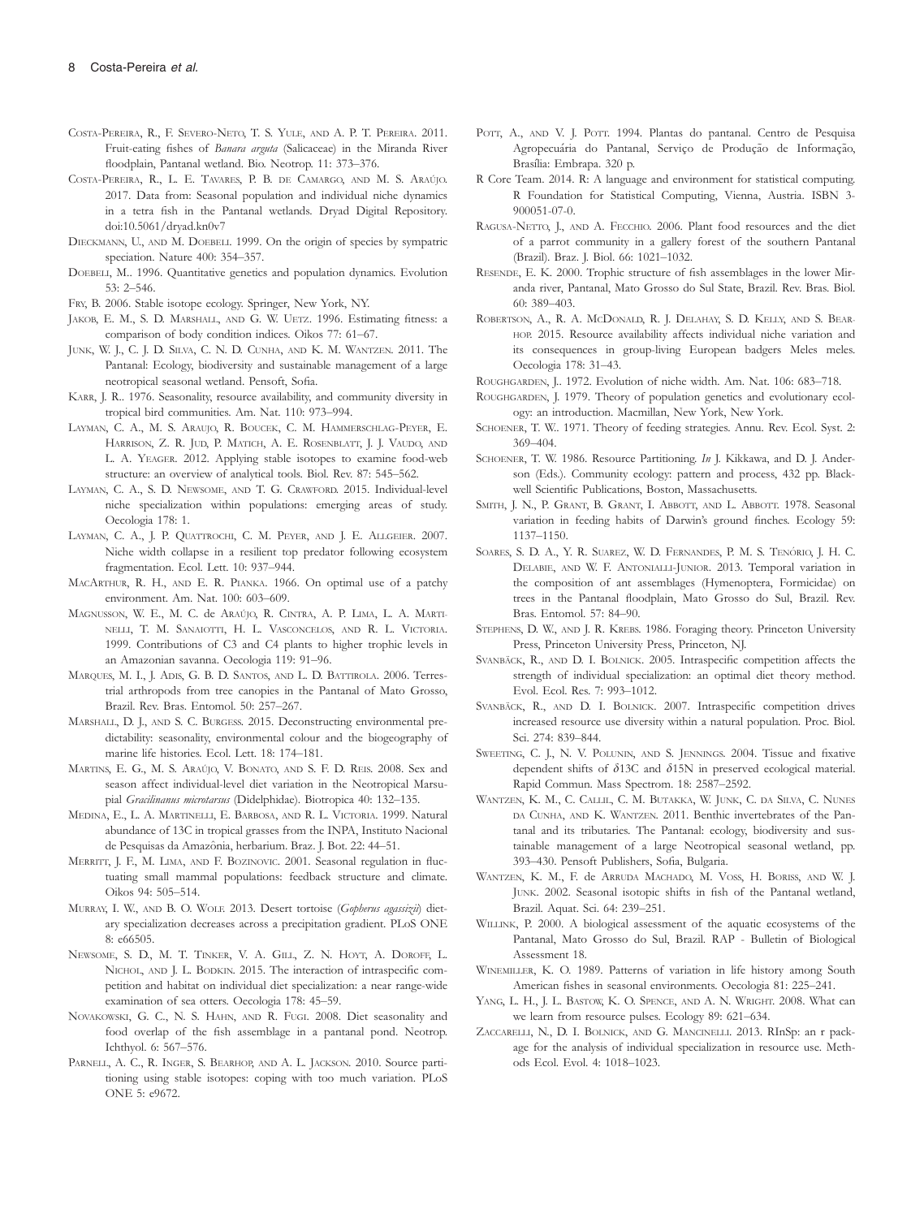Costa-Pereira, R., F. Severo-Neto, T. S. Yule, and A. P. T. Pereira. 2011. Fruit-eating fishes of *Banara arguta* (Salicaceae) in the Miranda River floodplain, Pantanal wetland. Bio. Neotrop. 11: 373–376.

Costa-Pereira, R., L. E. Tavares, P. B. de Camargo, and M. S. Araújo. 2017. Data from: Seasonal population and individual niche dynamics in a tetra fish in the Pantanal wetlands. Dryad Digital Repository. doi:10.5061/dryad.kn0v7

Dieckmann, U., and M. Doebeli. 1999. On the origin of species by sympatric speciation. Nature 400: 354–357.

Doebeli, M.. 1996. Quantitative genetics and population dynamics. Evolution 53: 2–546.

Fry, B. 2006. Stable isotope ecology. Springer, New York, NY.

Jakob, E. M., S. D. Marshall, and G. W. Uetz. 1996. Estimating fitness: a comparison of body condition indices. Oikos 77: 61–67.

Junk, W. J., C. J. D. Silva, C. N. D. Cunha, and K. M. Wantzen. 2011. The Pantanal: Ecology, biodiversity and sustainable management of a large neotropical seasonal wetland. Pensoft, Sofia.

Karr, J. R.. 1976. Seasonality, resource availability, and community diversity in tropical bird communities. Am. Nat. 110: 973–994.

Layman, C. A., M. S. Araujo, R. Boucek, C. M. Hammerschlag-Peyer, E. Harrison, Z. R. Jud, P. Matich, A. E. Rosenblatt, J. J. Vaudo, and L. A. Yeager. 2012. Applying stable isotopes to examine food-web structure: an overview of analytical tools. Biol. Rev. 87: 545–562.

Layman, C. A., S. D. Newsome, and T. G. Crawford. 2015. Individual-level niche specialization within populations: emerging areas of study. Oecologia 178: 1.

Layman, C. A., J. P. Quattrochi, C. M. Peyer, and J. E. Allgeier. 2007. Niche width collapse in a resilient top predator following ecosystem fragmentation. Ecol. Lett. 10: 937–944.

MacArthur, R. H., and E. R. Pianka. 1966. On optimal use of a patchy environment. Am. Nat. 100: 603–609.

Magnusson, W. E., M. C. de Araújo, R. Cintra, A. P. Lima, L. A. Martinelli, T. M. Sanaiotti, H. L. Vasconcelos, and R. L. Victoria. 1999. Contributions of C3 and C4 plants to higher trophic levels in an Amazonian savanna. Oecologia 119: 91–96.

Marques, M. I., J. Adis, G. B. D. Santos, and L. D. Battirola. 2006. Terrestrial arthropods from tree canopies in the Pantanal of Mato Grosso, Brazil. Rev. Bras. Entomol. 50: 257–267.

Marshall, D. J., and S. C. Burgess. 2015. Deconstructing environmental predictability: seasonality, environmental colour and the biogeography of marine life histories. Ecol. Lett. 18: 174–181.

Martins, E. G., M. S. Araújo, V. Bonato, and S. F. D. Reis. 2008. Sex and season affect individual-level diet variation in the Neotropical Marsupial *Gracilinanus microtarsus* (Didelphidae). Biotropica 40: 132–135.

Medina, E., L. A. Martinelli, E. Barbosa, and R. L. Victoria. 1999. Natural abundance of 13C in tropical grasses from the INPA, Instituto Nacional de Pesquisas da Amazônia, herbarium. Braz. J. Bot. 22: 44–51.

Merritt, J. F., M. Lima, and F. Bozinovic. 2001. Seasonal regulation in fluctuating small mammal populations: feedback structure and climate. Oikos 94: 505–514.

Murray, I. W., and B. O. Wolf. 2013. Desert tortoise (*Gopherus agassizii*) dietary specialization decreases across a precipitation gradient. PLoS ONE 8: e66505.

Newsome, S. D., M. T. Tinker, V. A. Gill, Z. N. Hoyt, A. Doroff, L. Nichol, and J. L. Bodkin. 2015. The interaction of intraspecific competition and habitat on individual diet specialization: a near range-wide examination of sea otters. Oecologia 178: 45–59.

Novakowski, G. C., N. S. Hahn, and R. Fugi. 2008. Diet seasonality and food overlap of the fish assemblage in a pantanal pond. Neotrop. Ichthyol. 6: 567–576.

Parnell, A. C., R. Inger, S. Bearhop, and A. L. Jackson. 2010. Source partitioning using stable isotopes: coping with too much variation. PLoS ONE 5: e9672.

Pott, A., and V. J. Pott. 1994. Plantas do pantanal. Centro de Pesquisa Agropecuária do Pantanal, Serviço de Produção de Informação, Brasília: Embrapa. 320 p.

R Core Team. 2014. R: A language and environment for statistical computing. R Foundation for Statistical Computing, Vienna, Austria. ISBN 3-900051-07-0.

Ragusa-Netto, J., and A. Fecchio. 2006. Plant food resources and the diet of a parrot community in a gallery forest of the southern Pantanal (Brazil). Braz. J. Biol. 66: 1021–1032.

Resende, E. K. 2000. Trophic structure of fish assemblages in the lower Miranda river, Pantanal, Mato Grosso do Sul State, Brazil. Rev. Bras. Biol. 60: 389–403.

Robertson, A., R. A. McDonald, R. J. Delahay, S. D. Kelly, and S. Bearhop. 2015. Resource availability affects individual niche variation and its consequences in group-living European badgers Meles meles. Oecologia 178: 31–43.

Roughgarden, J.. 1972. Evolution of niche width. Am. Nat. 106: 683–718.

Roughgarden, J. 1979. Theory of population genetics and evolutionary ecology: an introduction. Macmillan, New York, New York.

Schoener, T. W.. 1971. Theory of feeding strategies. Annu. Rev. Ecol. Syst. 2: 369–404.

Schoener, T. W. 1986. Resource Partitioning. *In* J. Kikkawa, and D. J. Anderson (Eds.). Community ecology: pattern and process, 432 pp. Blackwell Scientific Publications, Boston, Massachusetts.

Smith, J. N., P. R. Grant, B. Grant, I. Abbott, and L. Abbott. 1978. Seasonal variation in feeding habits of Darwin's ground finches. Ecology 59: 1137–1150.

Soares, S. D. A., Y. R. Suarez, W. D. Fernandes, P. M. S. Tenório, J. H. C. Delabie, and W. F. Antonialli-Junior. 2013. Temporal variation in the composition of ant assemblages (Hymenoptera, Formicidae) on trees in the Pantanal floodplain, Mato Grosso do Sul, Brazil. Rev. Bras. Entomol. 57: 84–90.

Stephens, D. W., and J. R. Krebs. 1986. Foraging theory. Princeton University Press, Princeton University Press, Princeton, NJ.

Svanbäck, R., and D. I. Bolnick. 2005. Intraspecific competition affects the strength of individual specialization: an optimal diet theory method. Evol. Ecol. Res. 7: 993–1012.

Svanbäck, R., and D. I. Bolnick. 2007. Intraspecific competition drives increased resource use diversity within a natural population. Proc. Biol. Sci. 274: 839–844.

Sweeting, C. J., N. V. Polunin, and S. Jennings. 2004. Tissue and fixative dependent shifts of $\delta$13C and $\delta$15N in preserved ecological material. Rapid Commun. Mass Spectrom. 18: 2587–2592.

Wantzen, K. M., C. Callil, C. M. Butakka, W. Junk, C. da Silva, C. Nunes da Cunha, and K. Wantzen. 2011. Benthic invertebrates of the Pantanal and its tributaries. The Pantanal: ecology, biodiversity and sustainable management of a large Neotropical seasonal wetland, pp. 393–430. Pensoft Publishers, Sofia, Bulgaria.

Wantzen, K. M., F. de Arruda Machado, M. Voss, H. Boriss, and W. J. Junk. 2002. Seasonal isotopic shifts in fish of the Pantanal wetland, Brazil. Aquat. Sci. 64: 239–251.

Willink, P. 2000. A biological assessment of the aquatic ecosystems of the Pantanal, Mato Grosso do Sul, Brazil. RAP - Bulletin of Biological Assessment 18.

Winemiller, K. O. 1989. Patterns of variation in life history among South American fishes in seasonal environments. Oecologia 81: 225–241.

Yang, L. H., J. L. Bastow, K. O. Spence, and A. N. Wright. 2008. What can we learn from resource pulses. Ecology 89: 621–634.

Zaccarelli, N., D. I. Bolnick, and G. Mancinelli. 2013. RInSp: an r package for the analysis of individual specialization in resource use. Methods Ecol. Evol. 4: 1018–1023.